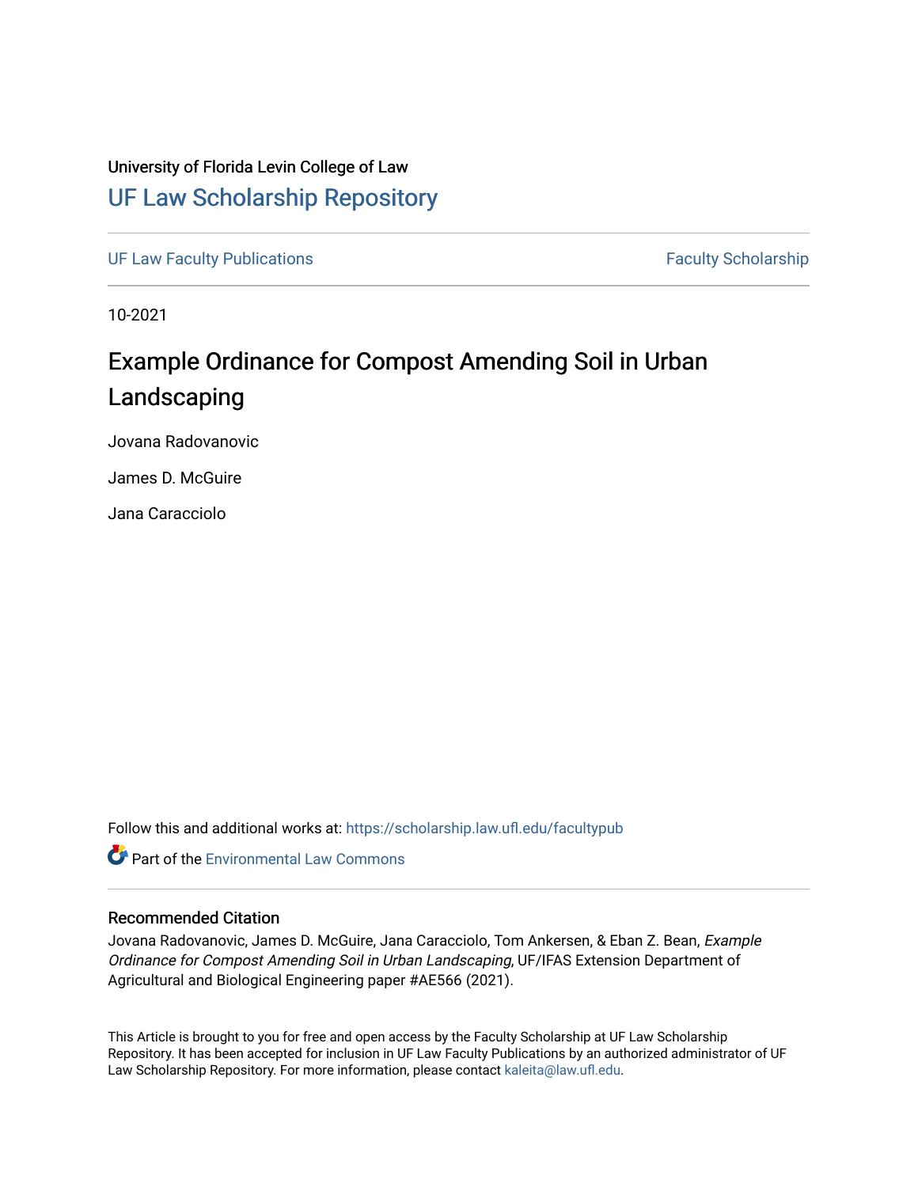University of Florida Levin College of Law

## UF Law Scholarship Repository

UF Law Faculty Publications | Faculty Scholarship

10-2021

# Example Ordinance for Compost Amending Soil in Urban Landscaping

Jovana Radovanovic

James D. McGuire

Jana Caracciolo

Follow this and additional works at: https://scholarship.law.ufl.edu/facultypub

Part of the Environmental Law Commons

### Recommended Citation

Jovana Radovanovic, James D. McGuire, Jana Caracciolo, Tom Ankersen, & Eban Z. Bean, *Example Ordinance for Compost Amending Soil in Urban Landscaping*, UF/IFAS Extension Department of Agricultural and Biological Engineering paper #AE566 (2021).

This Article is brought to you for free and open access by the Faculty Scholarship at UF Law Scholarship Repository. It has been accepted for inclusion in UF Law Faculty Publications by an authorized administrator of UF Law Scholarship Repository. For more information, please contact kaleita@law.ufl.edu.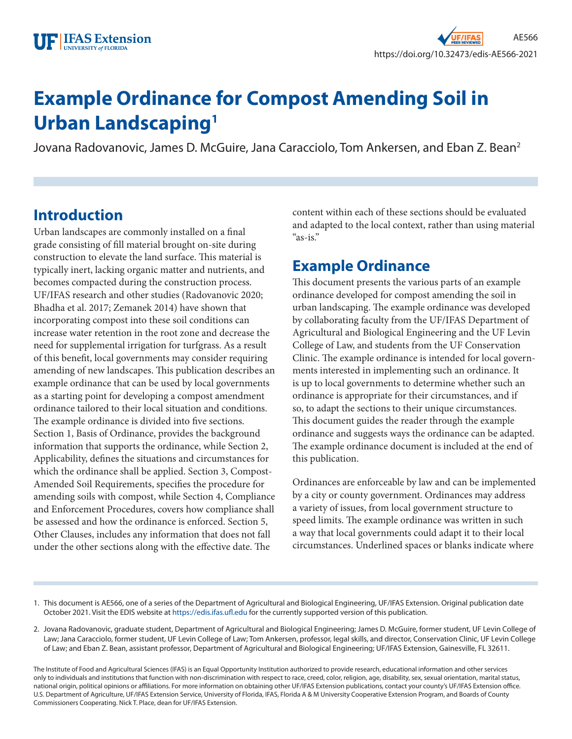# Example Ordinance for Compost Amending Soil in Urban Landscaping[1]

Jovana Radovanovic, James D. McGuire, Jana Caracciolo, Tom Ankersen, and Eban Z. Bean[2]

## Introduction

Urban landscapes are commonly installed on a final grade consisting of fill material brought on-site during construction to elevate the land surface. This material is typically inert, lacking organic matter and nutrients, and becomes compacted during the construction process. UF/IFAS research and other studies (Radovanovic 2020; Bhadha et al. 2017; Zemanek 2014) have shown that incorporating compost into these soil conditions can increase water retention in the root zone and decrease the need for supplemental irrigation for turfgrass. As a result of this benefit, local governments may consider requiring amending of new landscapes. This publication describes an example ordinance that can be used by local governments as a starting point for developing a compost amendment ordinance tailored to their local situation and conditions. The example ordinance is divided into five sections. Section 1, Basis of Ordinance, provides the background information that supports the ordinance, while Section 2, Applicability, defines the situations and circumstances for which the ordinance shall be applied. Section 3, Compost-Amended Soil Requirements, specifies the procedure for amending soils with compost, while Section 4, Compliance and Enforcement Procedures, covers how compliance shall be assessed and how the ordinance is enforced. Section 5, Other Clauses, includes any information that does not fall under the other sections along with the effective date. The content within each of these sections should be evaluated and adapted to the local context, rather than using material "as-is."

## Example Ordinance

This document presents the various parts of an example ordinance developed for compost amending the soil in urban landscaping. The example ordinance was developed by collaborating faculty from the UF/IFAS Department of Agricultural and Biological Engineering and the UF Levin College of Law, and students from the UF Conservation Clinic. The example ordinance is intended for local governments interested in implementing such an ordinance. It is up to local governments to determine whether such an ordinance is appropriate for their circumstances, and if so, to adapt the sections to their unique circumstances. This document guides the reader through the example ordinance and suggests ways the ordinance can be adapted. The example ordinance document is included at the end of this publication.

Ordinances are enforceable by law and can be implemented by a city or county government. Ordinances may address a variety of issues, from local government structure to speed limits. The example ordinance was written in such a way that local governments could adapt it to their local circumstances. Underlined spaces or blanks indicate where

1. This document is AE566, one of a series of the Department of Agricultural and Biological Engineering, UF/IFAS Extension. Original publication date October 2021. Visit the EDIS website at https://edis.ifas.ufl.edu for the currently supported version of this publication.

2. Jovana Radovanovic, graduate student, Department of Agricultural and Biological Engineering; James D. McGuire, former student, UF Levin College of Law; Jana Caracciolo, former student, UF Levin College of Law; Tom Ankersen, professor, legal skills, and director, Conservation Clinic, UF Levin College of Law; and Eban Z. Bean, assistant professor, Department of Agricultural and Biological Engineering; UF/IFAS Extension, Gainesville, FL 32611.

The Institute of Food and Agricultural Sciences (IFAS) is an Equal Opportunity Institution authorized to provide research, educational information and other services only to individuals and institutions that function with non-discrimination with respect to race, creed, color, religion, age, disability, sex, sexual orientation, marital status, national origin, political opinions or affiliations. For more information on obtaining other UF/IFAS Extension publications, contact your county's UF/IFAS Extension office. U.S. Department of Agriculture, UF/IFAS Extension Service, University of Florida, IFAS, Florida A & M University Cooperative Extension Program, and Boards of County Commissioners Cooperating. Nick T. Place, dean for UF/IFAS Extension.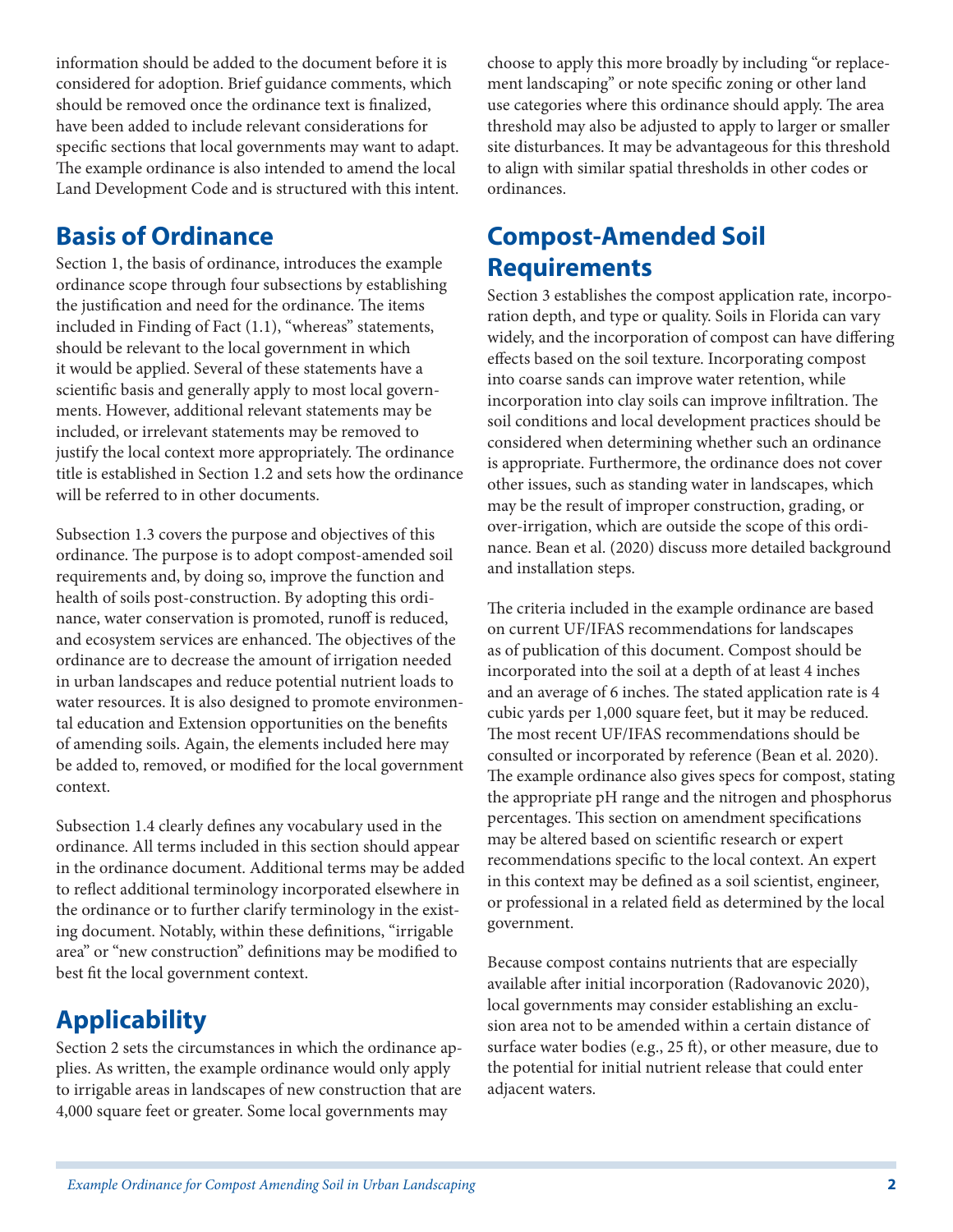information should be added to the document before it is considered for adoption. Brief guidance comments, which should be removed once the ordinance text is finalized, have been added to include relevant considerations for specific sections that local governments may want to adapt. The example ordinance is also intended to amend the local Land Development Code and is structured with this intent.

## Basis of Ordinance

Section 1, the basis of ordinance, introduces the example ordinance scope through four subsections by establishing the justification and need for the ordinance. The items included in Finding of Fact (1.1), "whereas" statements, should be relevant to the local government in which it would be applied. Several of these statements have a scientific basis and generally apply to most local governments. However, additional relevant statements may be included, or irrelevant statements may be removed to justify the local context more appropriately. The ordinance title is established in Section 1.2 and sets how the ordinance will be referred to in other documents.

Subsection 1.3 covers the purpose and objectives of this ordinance. The purpose is to adopt compost-amended soil requirements and, by doing so, improve the function and health of soils post-construction. By adopting this ordinance, water conservation is promoted, runoff is reduced, and ecosystem services are enhanced. The objectives of the ordinance are to decrease the amount of irrigation needed in urban landscapes and reduce potential nutrient loads to water resources. It is also designed to promote environmental education and Extension opportunities on the benefits of amending soils. Again, the elements included here may be added to, removed, or modified for the local government context.

Subsection 1.4 clearly defines any vocabulary used in the ordinance. All terms included in this section should appear in the ordinance document. Additional terms may be added to reflect additional terminology incorporated elsewhere in the ordinance or to further clarify terminology in the existing document. Notably, within these definitions, "irrigable area" or "new construction" definitions may be modified to best fit the local government context.

## Applicability

Section 2 sets the circumstances in which the ordinance applies. As written, the example ordinance would only apply to irrigable areas in landscapes of new construction that are 4,000 square feet or greater. Some local governments may choose to apply this more broadly by including "or replacement landscaping" or note specific zoning or other land use categories where this ordinance should apply. The area threshold may also be adjusted to apply to larger or smaller site disturbances. It may be advantageous for this threshold to align with similar spatial thresholds in other codes or ordinances.

## Compost-Amended Soil Requirements

Section 3 establishes the compost application rate, incorporation depth, and type or quality. Soils in Florida can vary widely, and the incorporation of compost can have differing effects based on the soil texture. Incorporating compost into coarse sands can improve water retention, while incorporation into clay soils can improve infiltration. The soil conditions and local development practices should be considered when determining whether such an ordinance is appropriate. Furthermore, the ordinance does not cover other issues, such as standing water in landscapes, which may be the result of improper construction, grading, or over-irrigation, which are outside the scope of this ordinance. Bean et al. (2020) discuss more detailed background and installation steps.

The criteria included in the example ordinance are based on current UF/IFAS recommendations for landscapes as of publication of this document. Compost should be incorporated into the soil at a depth of at least 4 inches and an average of 6 inches. The stated application rate is 4 cubic yards per 1,000 square feet, but it may be reduced. The most recent UF/IFAS recommendations should be consulted or incorporated by reference (Bean et al. 2020). The example ordinance also gives specs for compost, stating the appropriate pH range and the nitrogen and phosphorus percentages. This section on amendment specifications may be altered based on scientific research or expert recommendations specific to the local context. An expert in this context may be defined as a soil scientist, engineer, or professional in a related field as determined by the local government.

Because compost contains nutrients that are especially available after initial incorporation (Radovanovic 2020), local governments may consider establishing an exclusion area not to be amended within a certain distance of surface water bodies (e.g., 25 ft), or other measure, due to the potential for initial nutrient release that could enter adjacent waters.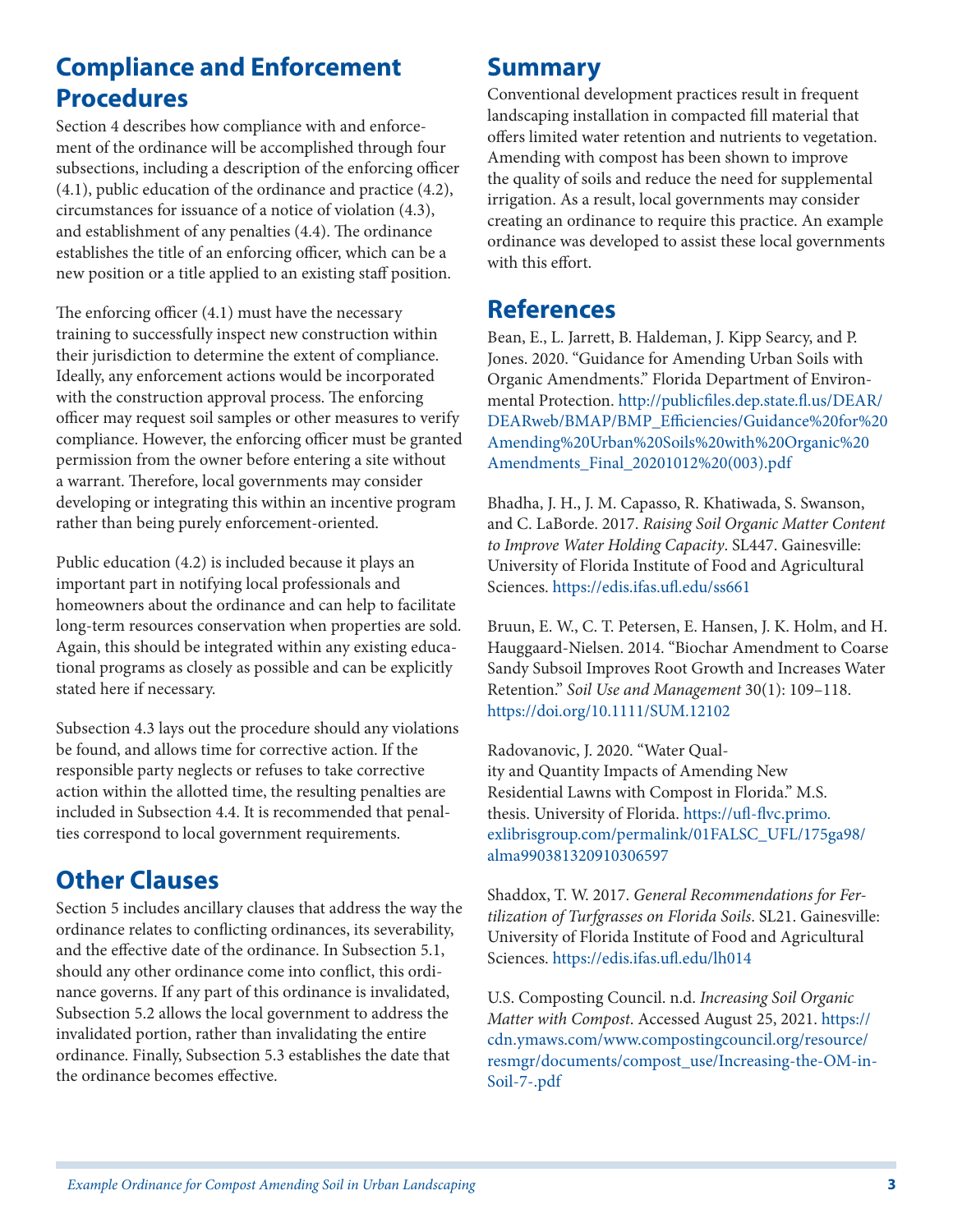## Compliance and Enforcement Procedures

Section 4 describes how compliance with and enforcement of the ordinance will be accomplished through four subsections, including a description of the enforcing officer (4.1), public education of the ordinance and practice (4.2), circumstances for issuance of a notice of violation (4.3), and establishment of any penalties (4.4). The ordinance establishes the title of an enforcing officer, which can be a new position or a title applied to an existing staff position.

The enforcing officer (4.1) must have the necessary training to successfully inspect new construction within their jurisdiction to determine the extent of compliance. Ideally, any enforcement actions would be incorporated with the construction approval process. The enforcing officer may request soil samples or other measures to verify compliance. However, the enforcing officer must be granted permission from the owner before entering a site without a warrant. Therefore, local governments may consider developing or integrating this within an incentive program rather than being purely enforcement-oriented.

Public education (4.2) is included because it plays an important part in notifying local professionals and homeowners about the ordinance and can help to facilitate long-term resources conservation when properties are sold. Again, this should be integrated within any existing educational programs as closely as possible and can be explicitly stated here if necessary.

Subsection 4.3 lays out the procedure should any violations be found, and allows time for corrective action. If the responsible party neglects or refuses to take corrective action within the allotted time, the resulting penalties are included in Subsection 4.4. It is recommended that penalties correspond to local government requirements.

## Other Clauses

Section 5 includes ancillary clauses that address the way the ordinance relates to conflicting ordinances, its severability, and the effective date of the ordinance. In Subsection 5.1, should any other ordinance come into conflict, this ordinance governs. If any part of this ordinance is invalidated, Subsection 5.2 allows the local government to address the invalidated portion, rather than invalidating the entire ordinance. Finally, Subsection 5.3 establishes the date that the ordinance becomes effective.

## Summary

Conventional development practices result in frequent landscaping installation in compacted fill material that offers limited water retention and nutrients to vegetation. Amending with compost has been shown to improve the quality of soils and reduce the need for supplemental irrigation. As a result, local governments may consider creating an ordinance to require this practice. An example ordinance was developed to assist these local governments with this effort.

## References

Bean, E., L. Jarrett, B. Haldeman, J. Kipp Searcy, and P. Jones. 2020. "Guidance for Amending Urban Soils with Organic Amendments." Florida Department of Environmental Protection. http://publicfiles.dep.state.fl.us/DEAR/DEARweb/BMAP/BMP_Efficiencies/Guidance%20for%20Amending%20Urban%20Soils%20with%20Organic%20Amendments_Final_20201012%20(003).pdf

Bhadha, J. H., J. M. Capasso, R. Khatiwada, S. Swanson, and C. LaBorde. 2017. *Raising Soil Organic Matter Content to Improve Water Holding Capacity*. SL447. Gainesville: University of Florida Institute of Food and Agricultural Sciences. https://edis.ifas.ufl.edu/ss661

Bruun, E. W., C. T. Petersen, E. Hansen, J. K. Holm, and H. Hauggaard-Nielsen. 2014. "Biochar Amendment to Coarse Sandy Subsoil Improves Root Growth and Increases Water Retention." *Soil Use and Management* 30(1): 109–118. https://doi.org/10.1111/SUM.12102

Radovanovic, J. 2020. "Water Quality and Quantity Impacts of Amending New Residential Lawns with Compost in Florida." M.S. thesis. University of Florida. https://ufl-flvc.primo.exlibrisgroup.com/permalink/01FALSC_UFL/175ga98/alma990381320910306597

Shaddox, T. W. 2017. *General Recommendations for Fertilization of Turfgrasses on Florida Soils*. SL21. Gainesville: University of Florida Institute of Food and Agricultural Sciences. https://edis.ifas.ufl.edu/lh014

U.S. Composting Council. n.d. *Increasing Soil Organic Matter with Compost*. Accessed August 25, 2021. https://cdn.ymaws.com/www.compostingcouncil.org/resource/resmgr/documents/compost_use/Increasing-the-OM-in-Soil-7-.pdf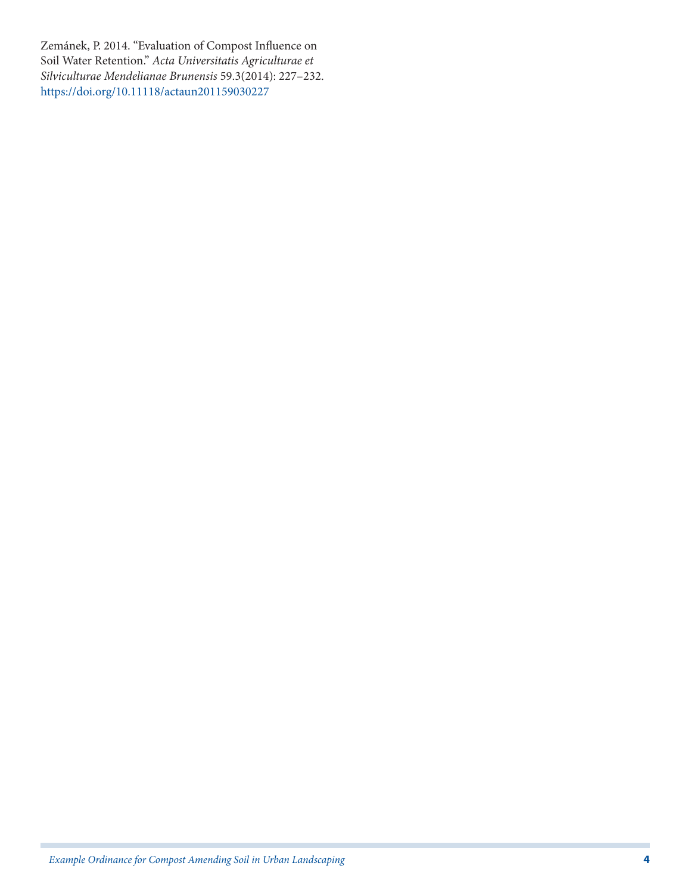Zemánek, P. 2014. "Evaluation of Compost Influence on Soil Water Retention." *Acta Universitatis Agriculturae et Silviculturae Mendelianae Brunensis* 59.3(2014): 227–232. https://doi.org/10.11118/actaun201159030227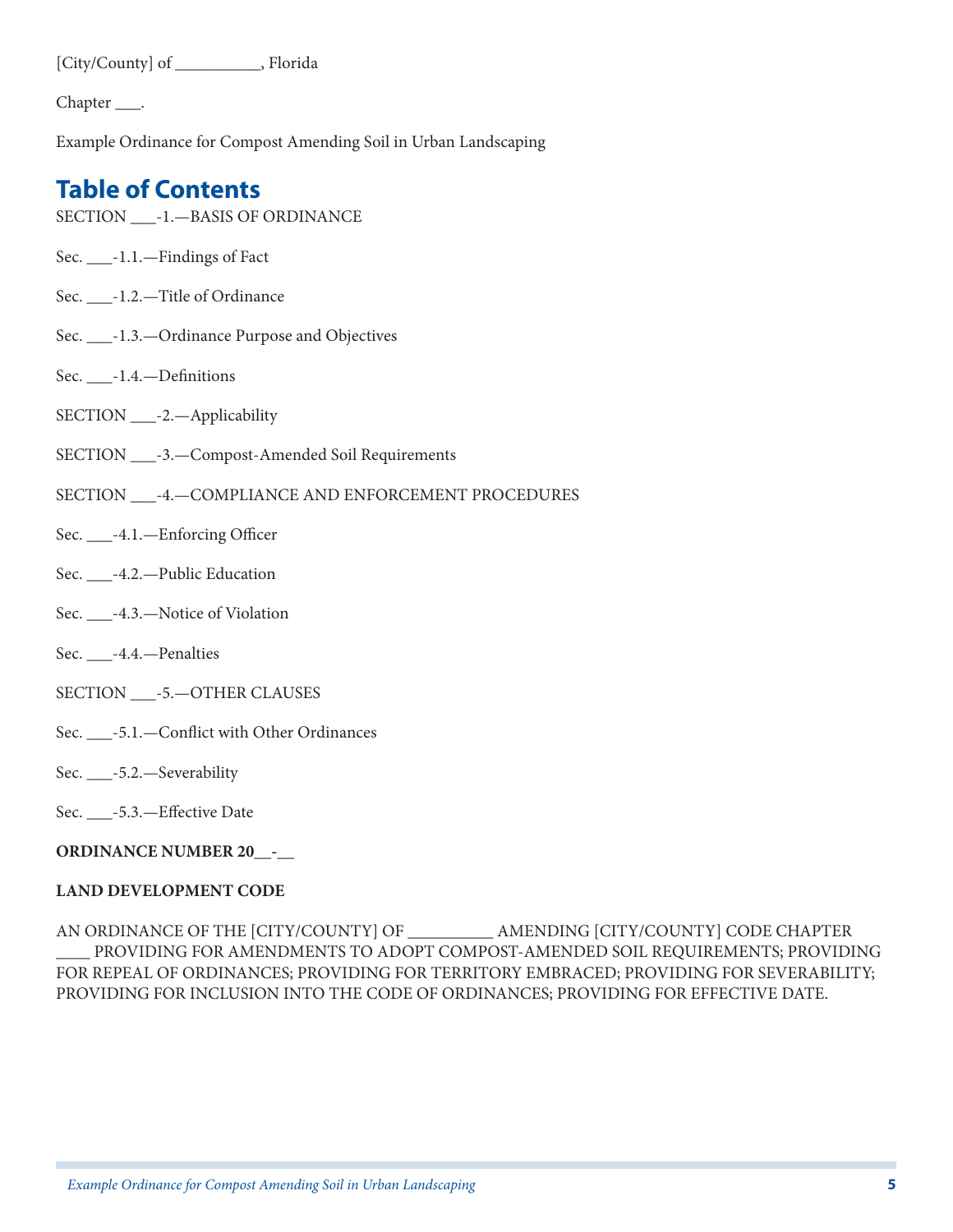[City/County] of __________, Florida

Chapter ___.

Example Ordinance for Compost Amending Soil in Urban Landscaping

## Table of Contents

SECTION ___-1.—BASIS OF ORDINANCE

Sec. ___-1.1.—Findings of Fact

Sec. ___-1.2.—Title of Ordinance

Sec. ___-1.3.—Ordinance Purpose and Objectives

Sec. ___-1.4.—Definitions

SECTION ___-2.—Applicability

SECTION ___-3.—Compost-Amended Soil Requirements

SECTION ___-4.—COMPLIANCE AND ENFORCEMENT PROCEDURES

Sec. ___-4.1.—Enforcing Officer

Sec. ___-4.2.—Public Education

Sec. ___-4.3.—Notice of Violation

Sec. ___-4.4.—Penalties

SECTION ___-5.—OTHER CLAUSES

Sec. ___-5.1.—Conflict with Other Ordinances

Sec. ___-5.2.—Severability

Sec. ___-5.3.—Effective Date

**ORDINANCE NUMBER 20__-__**

**LAND DEVELOPMENT CODE**

AN ORDINANCE OF THE [CITY/COUNTY] OF __________ AMENDING [CITY/COUNTY] CODE CHAPTER ____ PROVIDING FOR AMENDMENTS TO ADOPT COMPOST-AMENDED SOIL REQUIREMENTS; PROVIDING FOR REPEAL OF ORDINANCES; PROVIDING FOR TERRITORY EMBRACED; PROVIDING FOR SEVERABILITY; PROVIDING FOR INCLUSION INTO THE CODE OF ORDINANCES; PROVIDING FOR EFFECTIVE DATE.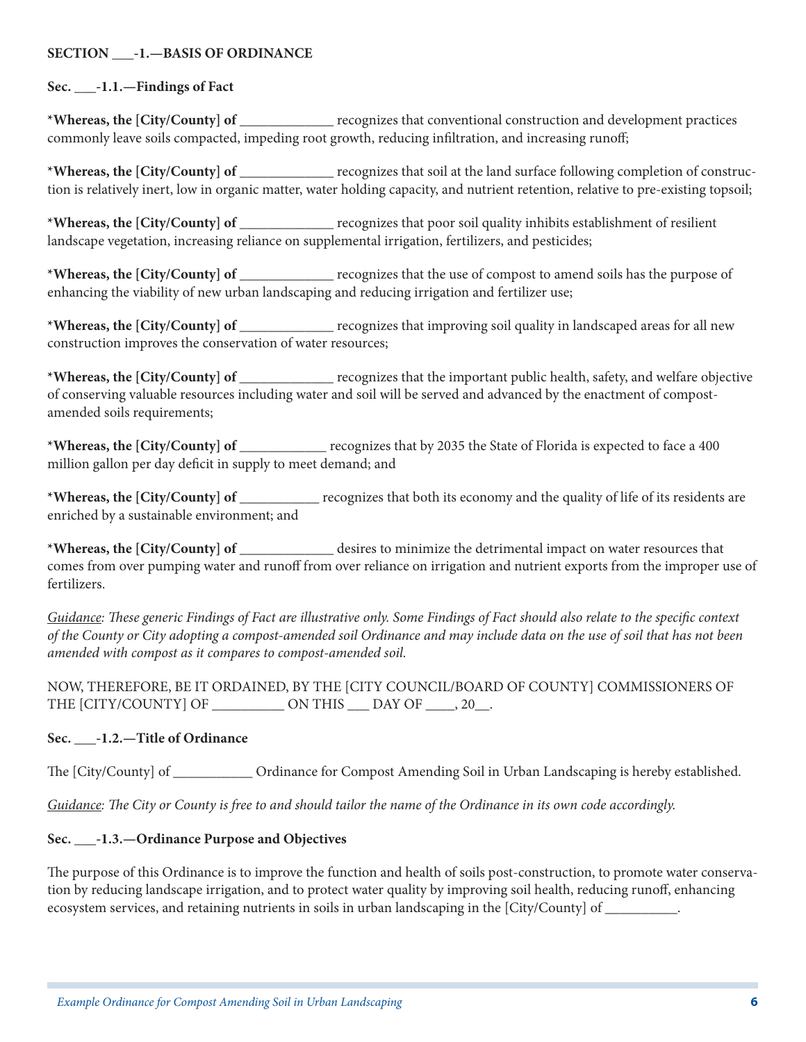**SECTION \_\_\_-1.—BASIS OF ORDINANCE**

**Sec. \_\_\_-1.1.—Findings of Fact**

\***Whereas, the [City/County] of \_\_\_\_\_\_\_\_\_\_\_\_\_** recognizes that conventional construction and development practices commonly leave soils compacted, impeding root growth, reducing infiltration, and increasing runoff;

\***Whereas, the [City/County] of \_\_\_\_\_\_\_\_\_\_\_\_\_** recognizes that soil at the land surface following completion of construction is relatively inert, low in organic matter, water holding capacity, and nutrient retention, relative to pre-existing topsoil;

\***Whereas, the [City/County] of \_\_\_\_\_\_\_\_\_\_\_\_\_** recognizes that poor soil quality inhibits establishment of resilient landscape vegetation, increasing reliance on supplemental irrigation, fertilizers, and pesticides;

\***Whereas, the [City/County] of \_\_\_\_\_\_\_\_\_\_\_\_\_** recognizes that the use of compost to amend soils has the purpose of enhancing the viability of new urban landscaping and reducing irrigation and fertilizer use;

\***Whereas, the [City/County] of \_\_\_\_\_\_\_\_\_\_\_\_\_** recognizes that improving soil quality in landscaped areas for all new construction improves the conservation of water resources;

\***Whereas, the [City/County] of \_\_\_\_\_\_\_\_\_\_\_\_\_** recognizes that the important public health, safety, and welfare objective of conserving valuable resources including water and soil will be served and advanced by the enactment of compost-amended soils requirements;

\***Whereas, the [City/County] of \_\_\_\_\_\_\_\_\_\_\_\_** recognizes that by 2035 the State of Florida is expected to face a 400 million gallon per day deficit in supply to meet demand; and

\***Whereas, the [City/County] of \_\_\_\_\_\_\_\_\_\_\_** recognizes that both its economy and the quality of life of its residents are enriched by a sustainable environment; and

\***Whereas, the [City/County] of \_\_\_\_\_\_\_\_\_\_\_\_\_** desires to minimize the detrimental impact on water resources that comes from over pumping water and runoff from over reliance on irrigation and nutrient exports from the improper use of fertilizers.

*Guidance: These generic Findings of Fact are illustrative only. Some Findings of Fact should also relate to the specific context of the County or City adopting a compost-amended soil Ordinance and may include data on the use of soil that has not been amended with compost as it compares to compost-amended soil.*

NOW, THEREFORE, BE IT ORDAINED, BY THE [CITY COUNCIL/BOARD OF COUNTY] COMMISSIONERS OF THE [CITY/COUNTY] OF \_\_\_\_\_\_\_\_\_\_ ON THIS \_\_\_ DAY OF \_\_\_\_, 20\_\_.

**Sec. \_\_\_-1.2.—Title of Ordinance**

The [City/County] of \_\_\_\_\_\_\_\_\_\_\_ Ordinance for Compost Amending Soil in Urban Landscaping is hereby established.

*Guidance: The City or County is free to and should tailor the name of the Ordinance in its own code accordingly.*

**Sec. \_\_\_-1.3.—Ordinance Purpose and Objectives**

The purpose of this Ordinance is to improve the function and health of soils post-construction, to promote water conservation by reducing landscape irrigation, and to protect water quality by improving soil health, reducing runoff, enhancing ecosystem services, and retaining nutrients in soils in urban landscaping in the [City/County] of \_\_\_\_\_\_\_\_\_\_.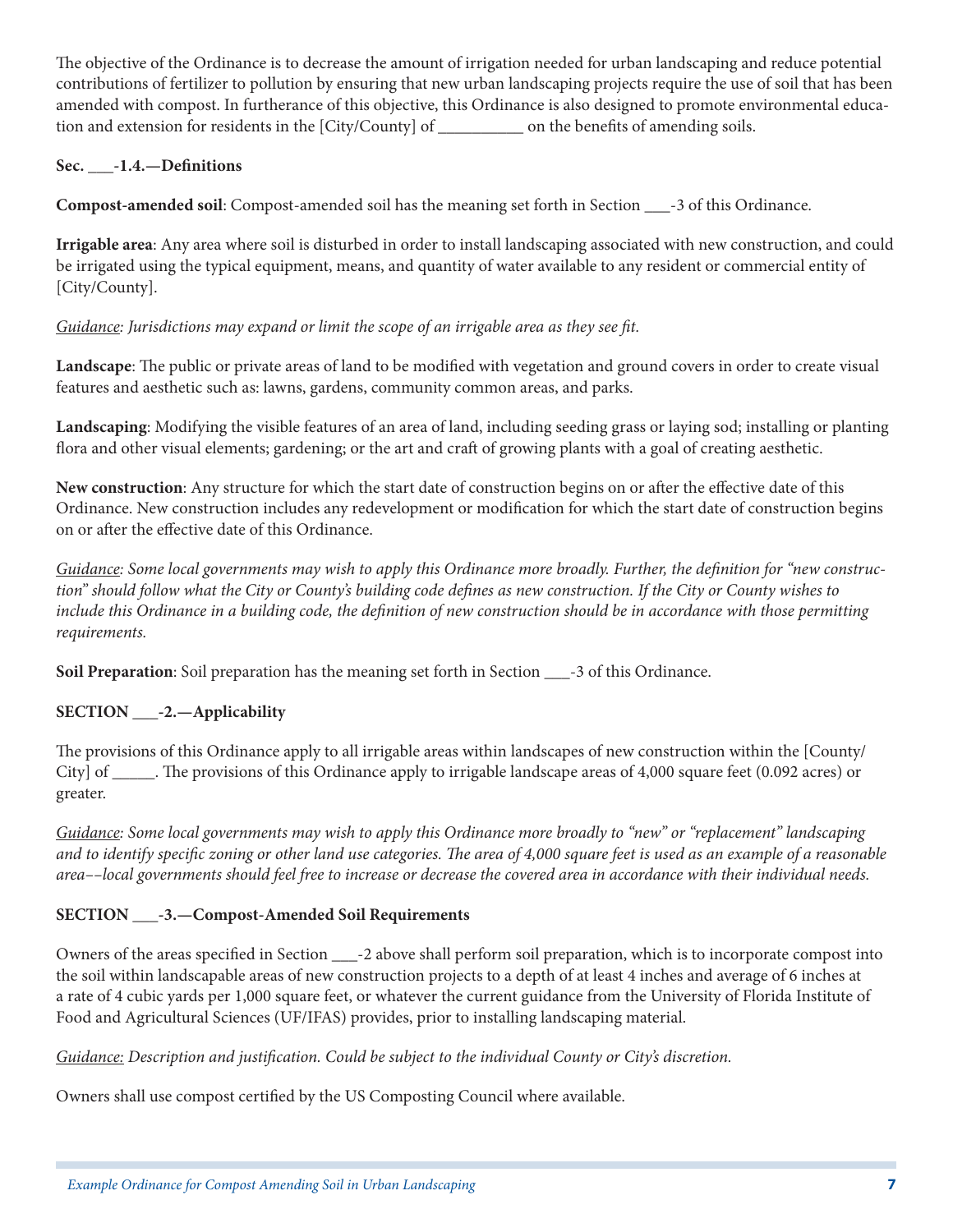The objective of the Ordinance is to decrease the amount of irrigation needed for urban landscaping and reduce potential contributions of fertilizer to pollution by ensuring that new urban landscaping projects require the use of soil that has been amended with compost. In furtherance of this objective, this Ordinance is also designed to promote environmental education and extension for residents in the [City/County] of __________ on the benefits of amending soils.

**Sec. ___-1.4.—Definitions**

**Compost-amended soil**: Compost-amended soil has the meaning set forth in Section ___-3 of this Ordinance.

**Irrigable area**: Any area where soil is disturbed in order to install landscaping associated with new construction, and could be irrigated using the typical equipment, means, and quantity of water available to any resident or commercial entity of [City/County].

*Guidance: Jurisdictions may expand or limit the scope of an irrigable area as they see fit.*

**Landscape**: The public or private areas of land to be modified with vegetation and ground covers in order to create visual features and aesthetic such as: lawns, gardens, community common areas, and parks.

**Landscaping**: Modifying the visible features of an area of land, including seeding grass or laying sod; installing or planting flora and other visual elements; gardening; or the art and craft of growing plants with a goal of creating aesthetic.

**New construction**: Any structure for which the start date of construction begins on or after the effective date of this Ordinance. New construction includes any redevelopment or modification for which the start date of construction begins on or after the effective date of this Ordinance.

*Guidance: Some local governments may wish to apply this Ordinance more broadly. Further, the definition for "new construction" should follow what the City or County's building code defines as new construction. If the City or County wishes to include this Ordinance in a building code, the definition of new construction should be in accordance with those permitting requirements.*

**Soil Preparation**: Soil preparation has the meaning set forth in Section ___-3 of this Ordinance.

**SECTION ___-2.—Applicability**

The provisions of this Ordinance apply to all irrigable areas within landscapes of new construction within the [County/City] of _____. The provisions of this Ordinance apply to irrigable landscape areas of 4,000 square feet (0.092 acres) or greater.

*Guidance: Some local governments may wish to apply this Ordinance more broadly to "new" or "replacement" landscaping and to identify specific zoning or other land use categories. The area of 4,000 square feet is used as an example of a reasonable area––local governments should feel free to increase or decrease the covered area in accordance with their individual needs.*

**SECTION ___-3.—Compost-Amended Soil Requirements**

Owners of the areas specified in Section ___-2 above shall perform soil preparation, which is to incorporate compost into the soil within landscapable areas of new construction projects to a depth of at least 4 inches and average of 6 inches at a rate of 4 cubic yards per 1,000 square feet, or whatever the current guidance from the University of Florida Institute of Food and Agricultural Sciences (UF/IFAS) provides, prior to installing landscaping material.

*Guidance: Description and justification. Could be subject to the individual County or City's discretion.*

Owners shall use compost certified by the US Composting Council where available.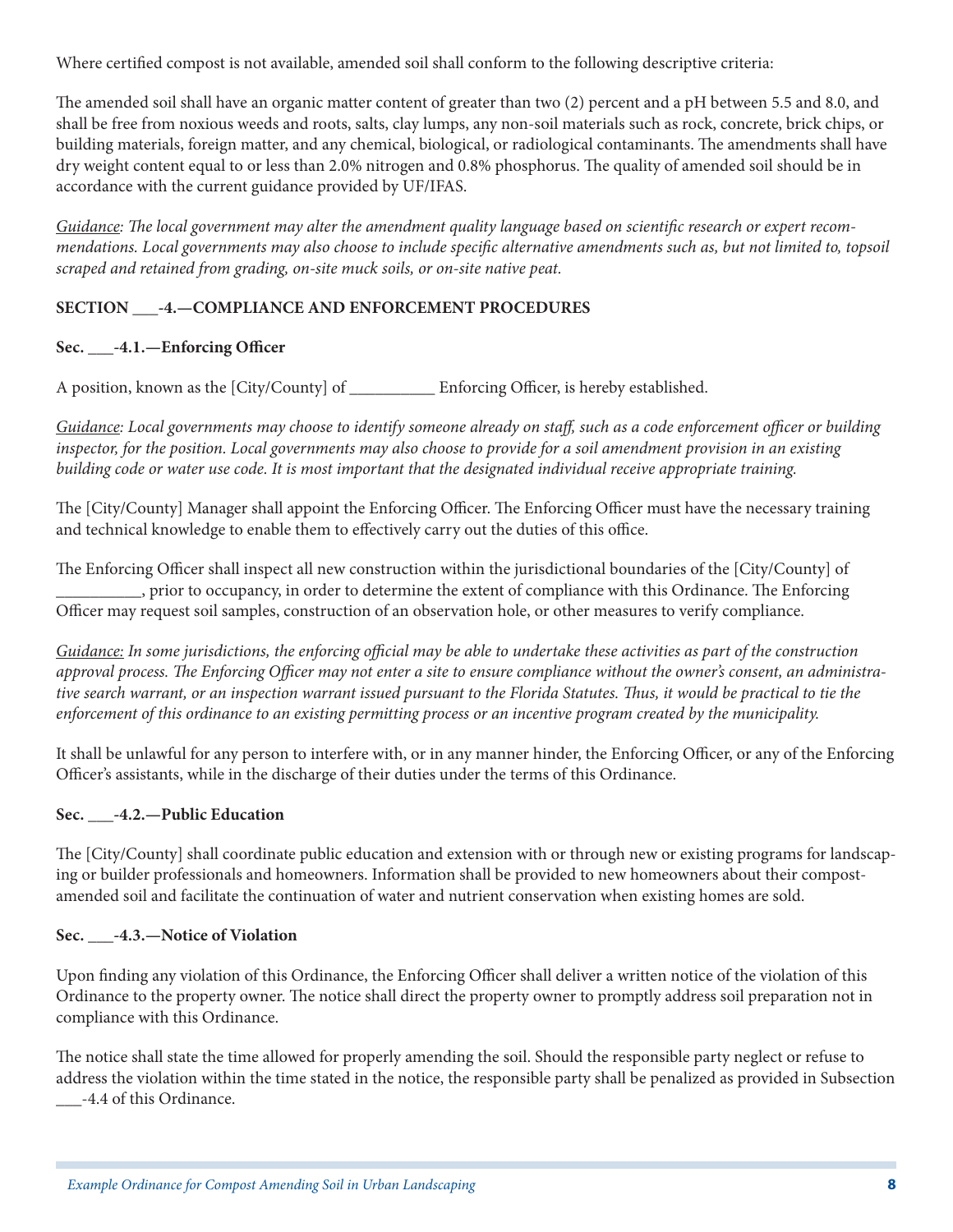Where certified compost is not available, amended soil shall conform to the following descriptive criteria:

The amended soil shall have an organic matter content of greater than two (2) percent and a pH between 5.5 and 8.0, and shall be free from noxious weeds and roots, salts, clay lumps, any non-soil materials such as rock, concrete, brick chips, or building materials, foreign matter, and any chemical, biological, or radiological contaminants. The amendments shall have dry weight content equal to or less than 2.0% nitrogen and 0.8% phosphorus. The quality of amended soil should be in accordance with the current guidance provided by UF/IFAS.

*Guidance: The local government may alter the amendment quality language based on scientific research or expert recommendations. Local governments may also choose to include specific alternative amendments such as, but not limited to, topsoil scraped and retained from grading, on-site muck soils, or on-site native peat.*

**SECTION ___-4.—COMPLIANCE AND ENFORCEMENT PROCEDURES**

**Sec. ___-4.1.—Enforcing Officer**

A position, known as the [City/County] of __________ Enforcing Officer, is hereby established.

*Guidance: Local governments may choose to identify someone already on staff, such as a code enforcement officer or building inspector, for the position. Local governments may also choose to provide for a soil amendment provision in an existing building code or water use code. It is most important that the designated individual receive appropriate training.*

The [City/County] Manager shall appoint the Enforcing Officer. The Enforcing Officer must have the necessary training and technical knowledge to enable them to effectively carry out the duties of this office.

The Enforcing Officer shall inspect all new construction within the jurisdictional boundaries of the [City/County] of __________, prior to occupancy, in order to determine the extent of compliance with this Ordinance. The Enforcing Officer may request soil samples, construction of an observation hole, or other measures to verify compliance.

*Guidance: In some jurisdictions, the enforcing official may be able to undertake these activities as part of the construction approval process. The Enforcing Officer may not enter a site to ensure compliance without the owner's consent, an administrative search warrant, or an inspection warrant issued pursuant to the Florida Statutes. Thus, it would be practical to tie the enforcement of this ordinance to an existing permitting process or an incentive program created by the municipality.*

It shall be unlawful for any person to interfere with, or in any manner hinder, the Enforcing Officer, or any of the Enforcing Officer's assistants, while in the discharge of their duties under the terms of this Ordinance.

**Sec. ___-4.2.—Public Education**

The [City/County] shall coordinate public education and extension with or through new or existing programs for landscaping or builder professionals and homeowners. Information shall be provided to new homeowners about their compost-amended soil and facilitate the continuation of water and nutrient conservation when existing homes are sold.

**Sec. ___-4.3.—Notice of Violation**

Upon finding any violation of this Ordinance, the Enforcing Officer shall deliver a written notice of the violation of this Ordinance to the property owner. The notice shall direct the property owner to promptly address soil preparation not in compliance with this Ordinance.

The notice shall state the time allowed for properly amending the soil. Should the responsible party neglect or refuse to address the violation within the time stated in the notice, the responsible party shall be penalized as provided in Subsection ___-4.4 of this Ordinance.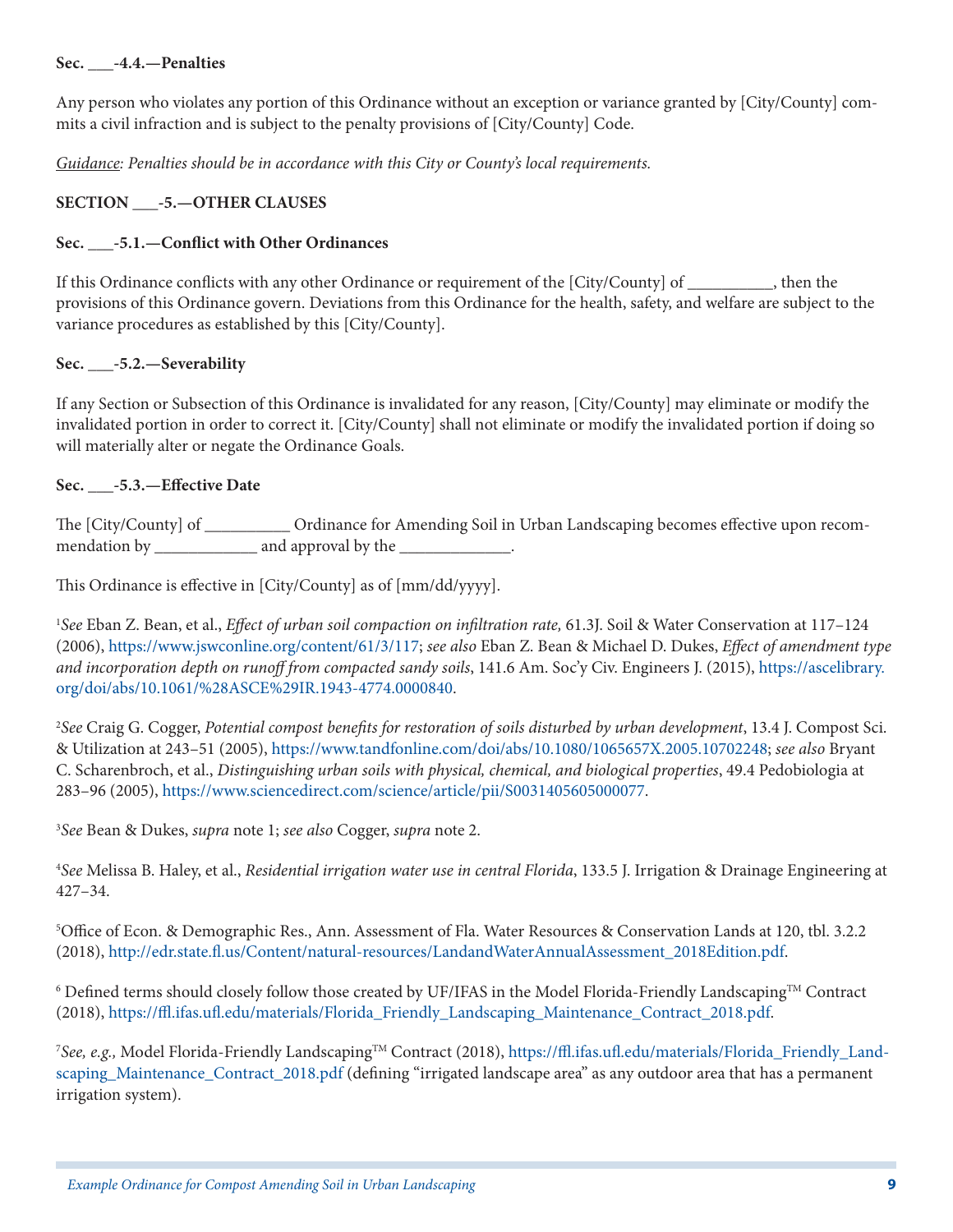**Sec. ___-4.4.—Penalties**

Any person who violates any portion of this Ordinance without an exception or variance granted by [City/County] commits a civil infraction and is subject to the penalty provisions of [City/County] Code.

Guidance: *Penalties should be in accordance with this City or County's local requirements.*

**SECTION ___-5.—OTHER CLAUSES**

**Sec. ___-5.1.—Conflict with Other Ordinances**

If this Ordinance conflicts with any other Ordinance or requirement of the [City/County] of __________, then the provisions of this Ordinance govern. Deviations from this Ordinance for the health, safety, and welfare are subject to the variance procedures as established by this [City/County].

**Sec. ___-5.2.—Severability**

If any Section or Subsection of this Ordinance is invalidated for any reason, [City/County] may eliminate or modify the invalidated portion in order to correct it. [City/County] shall not eliminate or modify the invalidated portion if doing so will materially alter or negate the Ordinance Goals.

**Sec. ___-5.3.—Effective Date**

The [City/County] of __________ Ordinance for Amending Soil in Urban Landscaping becomes effective upon recommendation by ____________ and approval by the _____________.

This Ordinance is effective in [City/County] as of [mm/dd/yyyy].

[1] *See* Eban Z. Bean, et al., *Effect of urban soil compaction on infiltration rate,* 61.3J. Soil & Water Conservation at 117–124 (2006), https://www.jswconline.org/content/61/3/117; *see also* Eban Z. Bean & Michael D. Dukes, *Effect of amendment type and incorporation depth on runoff from compacted sandy soils*, 141.6 Am. Soc'y Civ. Engineers J. (2015), https://ascelibrary.org/doi/abs/10.1061/%28ASCE%29IR.1943-4774.0000840.

[2] *See* Craig G. Cogger, *Potential compost benefits for restoration of soils disturbed by urban development*, 13.4 J. Compost Sci. & Utilization at 243–51 (2005), https://www.tandfonline.com/doi/abs/10.1080/1065657X.2005.10702248; *see also* Bryant C. Scharenbroch, et al., *Distinguishing urban soils with physical, chemical, and biological properties*, 49.4 Pedobiologia at 283–96 (2005), https://www.sciencedirect.com/science/article/pii/S0031405605000077.

[3] *See* Bean & Dukes, *supra* note 1; *see also* Cogger, *supra* note 2.

[4] *See* Melissa B. Haley, et al., *Residential irrigation water use in central Florida*, 133.5 J. Irrigation & Drainage Engineering at 427–34.

[5] Office of Econ. & Demographic Res., Ann. Assessment of Fla. Water Resources & Conservation Lands at 120, tbl. 3.2.2 (2018), http://edr.state.fl.us/Content/natural-resources/LandandWaterAnnualAssessment_2018Edition.pdf.

[6] Defined terms should closely follow those created by UF/IFAS in the Model Florida-Friendly Landscaping™ Contract (2018), https://ffl.ifas.ufl.edu/materials/Florida_Friendly_Landscaping_Maintenance_Contract_2018.pdf.

[7] *See, e.g.,* Model Florida-Friendly Landscaping™ Contract (2018), https://ffl.ifas.ufl.edu/materials/Florida_Friendly_Landscaping_Maintenance_Contract_2018.pdf (defining "irrigated landscape area" as any outdoor area that has a permanent irrigation system).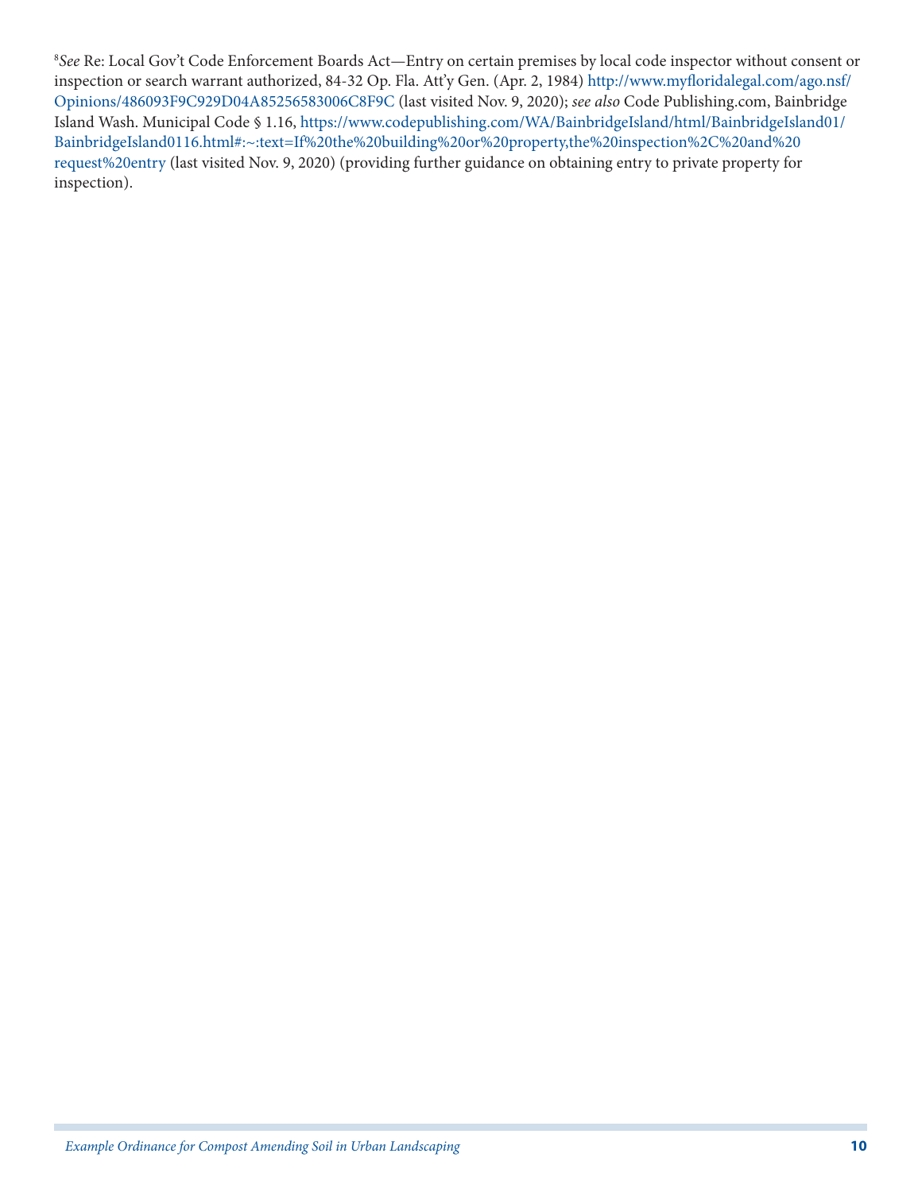[8]*See* Re: Local Gov't Code Enforcement Boards Act—Entry on certain premises by local code inspector without consent or inspection or search warrant authorized, 84-32 Op. Fla. Att'y Gen. (Apr. 2, 1984) http://www.myfloridalegal.com/ago.nsf/Opinions/486093F9C929D04A85256583006C8F9C (last visited Nov. 9, 2020); *see also* Code Publishing.com, Bainbridge Island Wash. Municipal Code § 1.16, https://www.codepublishing.com/WA/BainbridgeIsland/html/BainbridgeIsland01/BainbridgeIsland0116.html#:~:text=If%20the%20building%20or%20property,the%20inspection%2C%20and%20request%20entry (last visited Nov. 9, 2020) (providing further guidance on obtaining entry to private property for inspection).